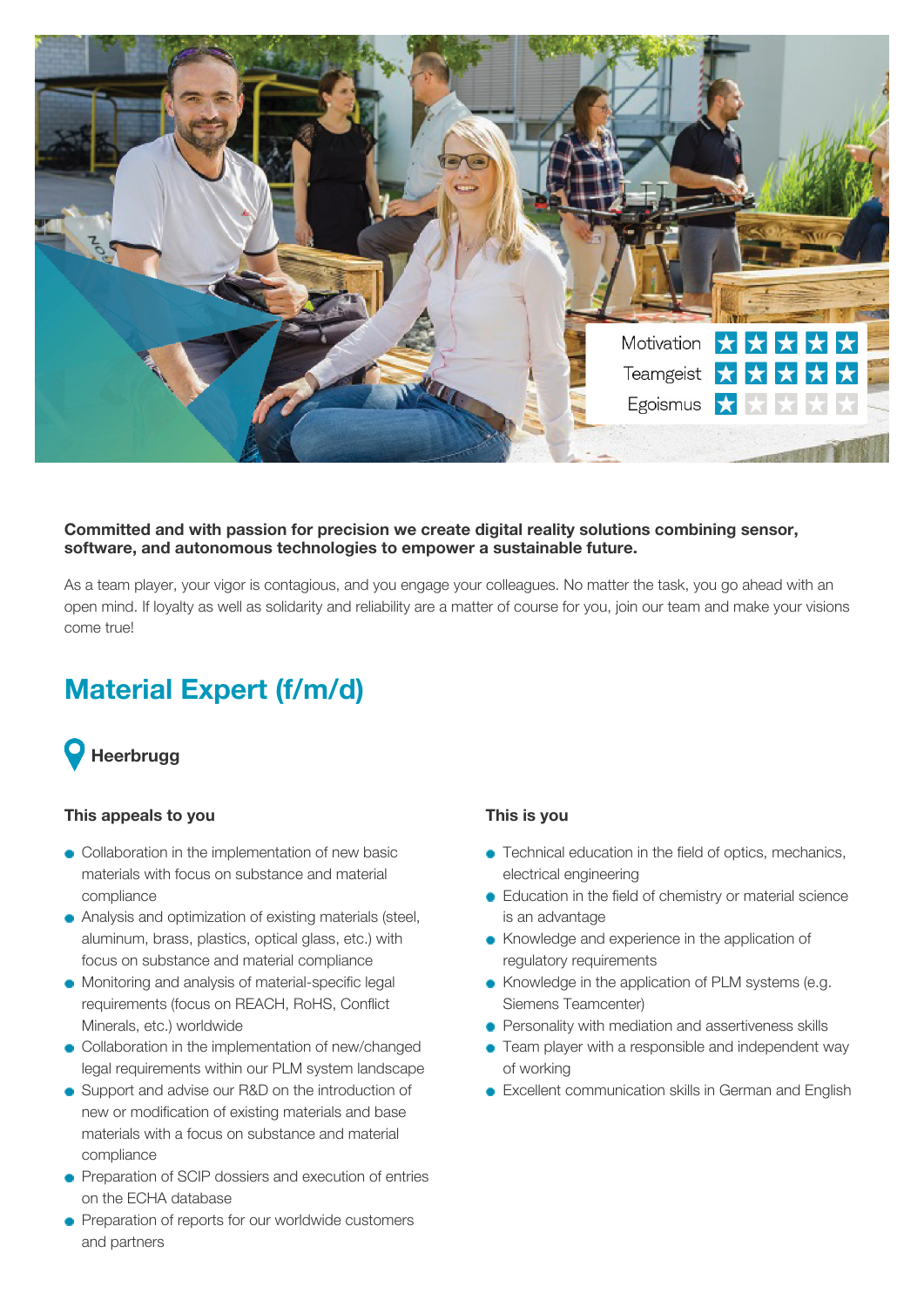Motivation ★★★★★
Teamgeist ★★★★★
Egoismus ★

**Committed and with passion for precision we create digital reality solutions combining sensor, software, and autonomous technologies to empower a sustainable future.**

As a team player, your vigor is contagious, and you engage your colleagues. No matter the task, you go ahead with an open mind. If loyalty as well as solidarity and reliability are a matter of course for you, join our team and make your visions come true!

# Material Expert (f/m/d)

**Heerbrugg**

### This appeals to you

- Collaboration in the implementation of new basic materials with focus on substance and material compliance
- Analysis and optimization of existing materials (steel, aluminum, brass, plastics, optical glass, etc.) with focus on substance and material compliance
- Monitoring and analysis of material-specific legal requirements (focus on REACH, RoHS, Conflict Minerals, etc.) worldwide
- Collaboration in the implementation of new/changed legal requirements within our PLM system landscape
- Support and advise our R&D on the introduction of new or modification of existing materials and base materials with a focus on substance and material compliance
- Preparation of SCIP dossiers and execution of entries on the ECHA database
- Preparation of reports for our worldwide customers and partners

### This is you

- Technical education in the field of optics, mechanics, electrical engineering
- Education in the field of chemistry or material science is an advantage
- Knowledge and experience in the application of regulatory requirements
- Knowledge in the application of PLM systems (e.g. Siemens Teamcenter)
- Personality with mediation and assertiveness skills
- Team player with a responsible and independent way of working
- Excellent communication skills in German and English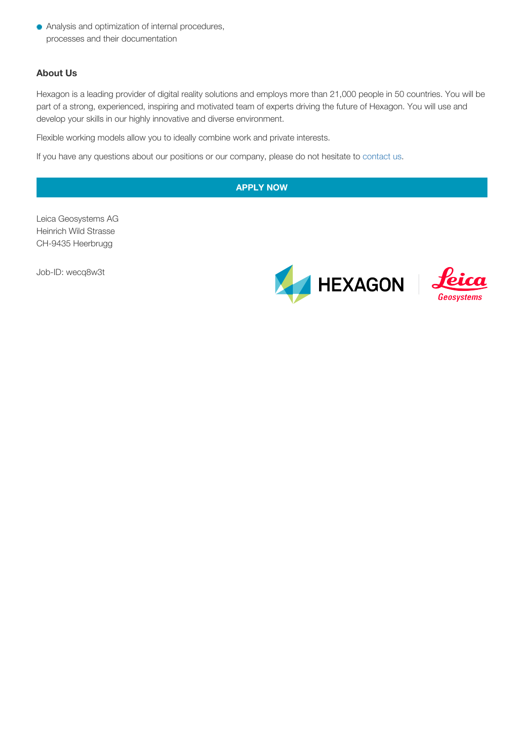- Analysis and optimization of internal procedures, processes and their documentation

### About Us

Hexagon is a leading provider of digital reality solutions and employs more than 21,000 people in 50 countries. You will be part of a strong, experienced, inspiring and motivated team of experts driving the future of Hexagon. You will use and develop your skills in our highly innovative and diverse environment.

Flexible working models allow you to ideally combine work and private interests.

If you have any questions about our positions or our company, please do not hesitate to contact us.

**APPLY NOW**

Leica Geosystems AG
Heinrich Wild Strasse
CH-9435 Heerbrugg

Job-ID: wecq8w3t